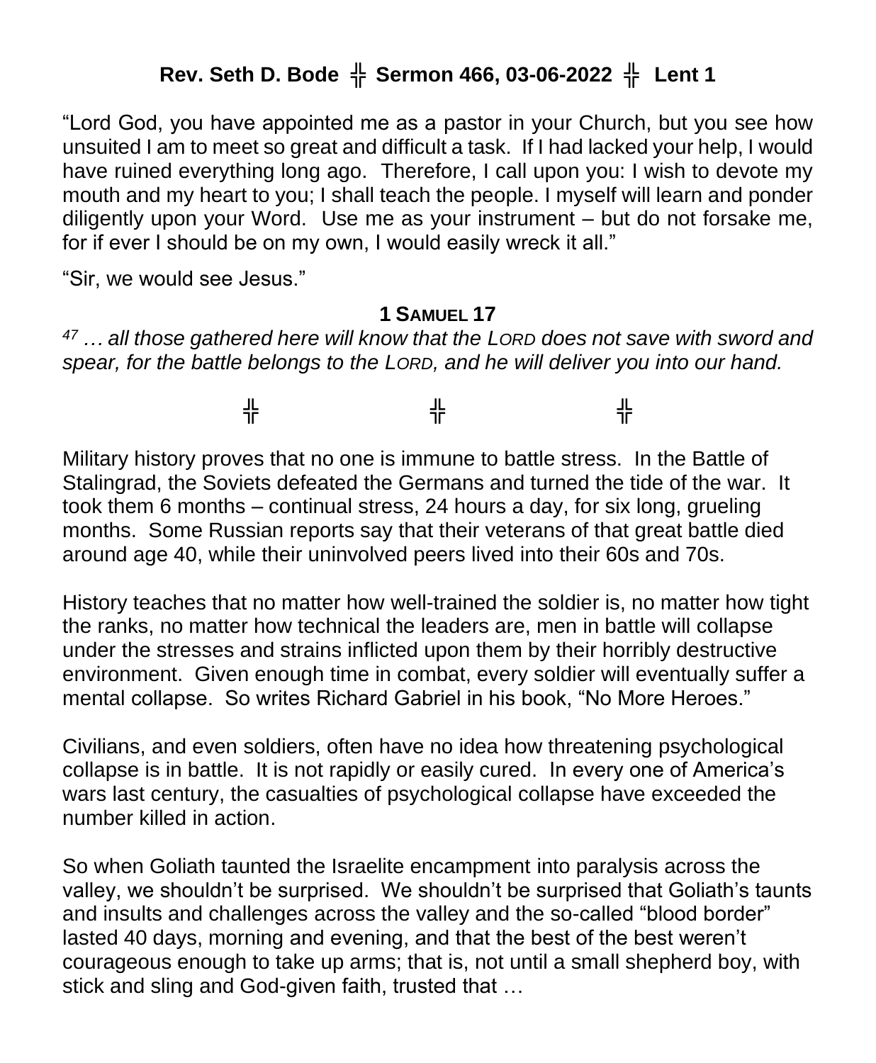**Rev. Seth D. Bode ╬ Sermon 466, 03-06-2022 ╬ Lent 1**

"Lord God, you have appointed me as a pastor in your Church, but you see how unsuited I am to meet so great and difficult a task. If I had lacked your help, I would have ruined everything long ago. Therefore, I call upon you: I wish to devote my mouth and my heart to you; I shall teach the people. I myself will learn and ponder diligently upon your Word. Use me as your instrument – but do not forsake me, for if ever I should be on my own, I would easily wreck it all."

"Sir, we would see Jesus."

**1 SAMUEL 17**

*[47] … all those gathered here will know that the LORD does not save with sword and spear, for the battle belongs to the LORD, and he will deliver you into our hand.*

╬ ╬ ╬

Military history proves that no one is immune to battle stress. In the Battle of Stalingrad, the Soviets defeated the Germans and turned the tide of the war. It took them 6 months – continual stress, 24 hours a day, for six long, grueling months. Some Russian reports say that their veterans of that great battle died around age 40, while their uninvolved peers lived into their 60s and 70s.

History teaches that no matter how well-trained the soldier is, no matter how tight the ranks, no matter how technical the leaders are, men in battle will collapse under the stresses and strains inflicted upon them by their horribly destructive environment. Given enough time in combat, every soldier will eventually suffer a mental collapse. So writes Richard Gabriel in his book, "No More Heroes."

Civilians, and even soldiers, often have no idea how threatening psychological collapse is in battle. It is not rapidly or easily cured. In every one of America's wars last century, the casualties of psychological collapse have exceeded the number killed in action.

So when Goliath taunted the Israelite encampment into paralysis across the valley, we shouldn't be surprised. We shouldn't be surprised that Goliath's taunts and insults and challenges across the valley and the so-called "blood border" lasted 40 days, morning and evening, and that the best of the best weren't courageous enough to take up arms; that is, not until a small shepherd boy, with stick and sling and God-given faith, trusted that …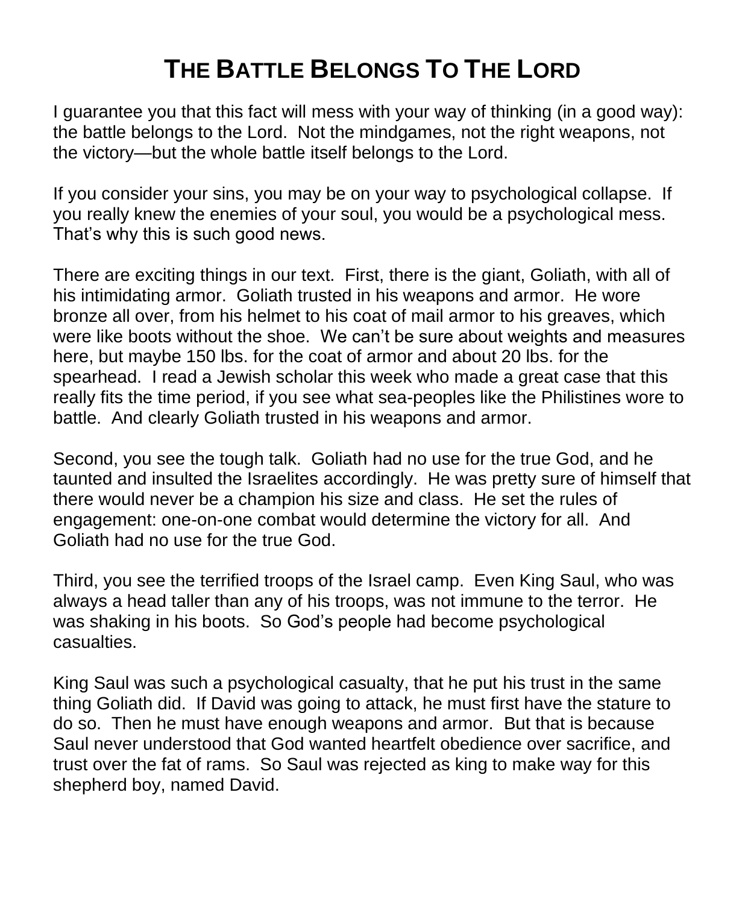# THE BATTLE BELONGS TO THE LORD

I guarantee you that this fact will mess with your way of thinking (in a good way): the battle belongs to the Lord. Not the mindgames, not the right weapons, not the victory—but the whole battle itself belongs to the Lord.

If you consider your sins, you may be on your way to psychological collapse. If you really knew the enemies of your soul, you would be a psychological mess. That's why this is such good news.

There are exciting things in our text. First, there is the giant, Goliath, with all of his intimidating armor. Goliath trusted in his weapons and armor. He wore bronze all over, from his helmet to his coat of mail armor to his greaves, which were like boots without the shoe. We can't be sure about weights and measures here, but maybe 150 lbs. for the coat of armor and about 20 lbs. for the spearhead. I read a Jewish scholar this week who made a great case that this really fits the time period, if you see what sea-peoples like the Philistines wore to battle. And clearly Goliath trusted in his weapons and armor.

Second, you see the tough talk. Goliath had no use for the true God, and he taunted and insulted the Israelites accordingly. He was pretty sure of himself that there would never be a champion his size and class. He set the rules of engagement: one-on-one combat would determine the victory for all. And Goliath had no use for the true God.

Third, you see the terrified troops of the Israel camp. Even King Saul, who was always a head taller than any of his troops, was not immune to the terror. He was shaking in his boots. So God's people had become psychological casualties.

King Saul was such a psychological casualty, that he put his trust in the same thing Goliath did. If David was going to attack, he must first have the stature to do so. Then he must have enough weapons and armor. But that is because Saul never understood that God wanted heartfelt obedience over sacrifice, and trust over the fat of rams. So Saul was rejected as king to make way for this shepherd boy, named David.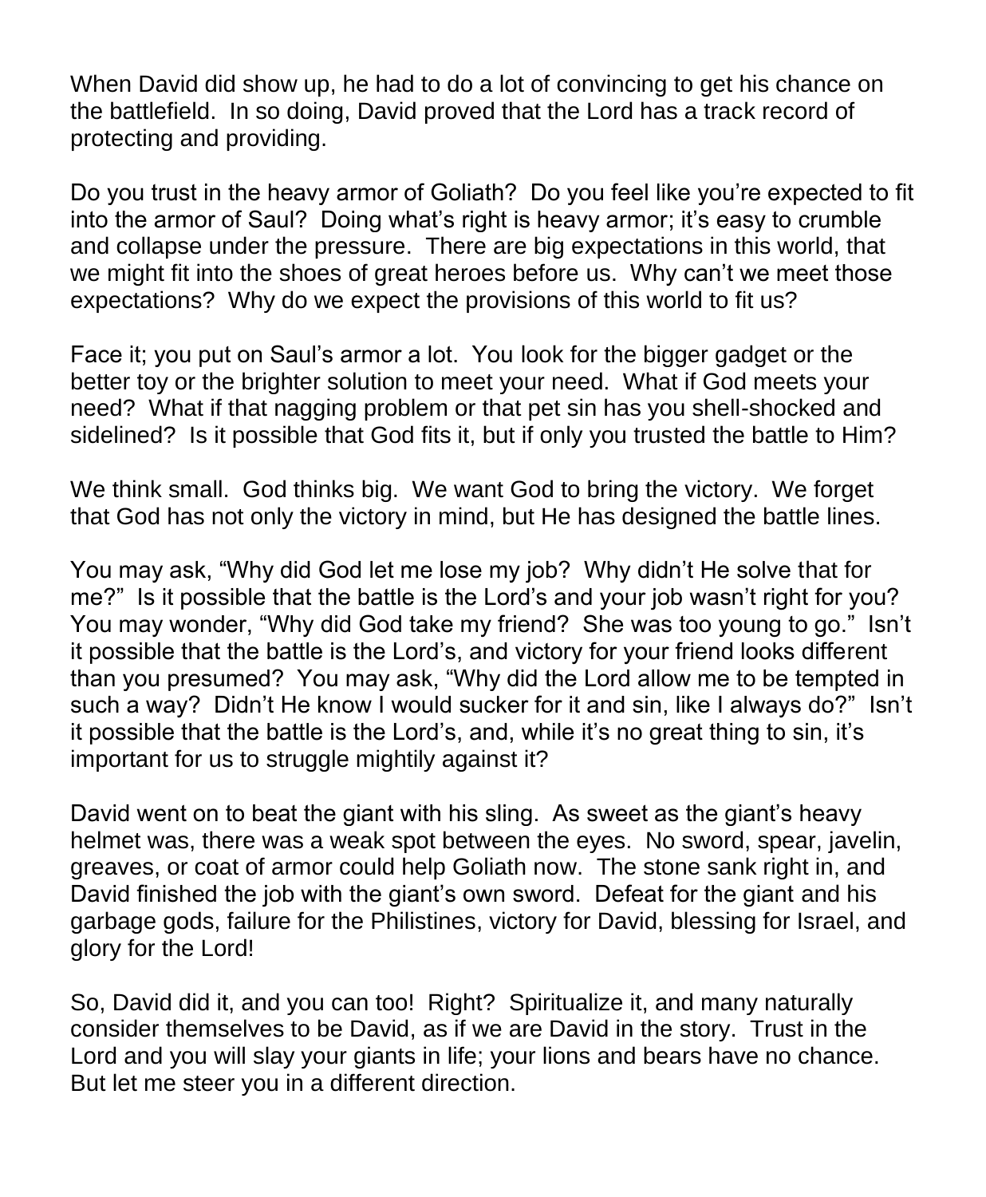When David did show up, he had to do a lot of convincing to get his chance on the battlefield. In so doing, David proved that the Lord has a track record of protecting and providing.

Do you trust in the heavy armor of Goliath? Do you feel like you're expected to fit into the armor of Saul? Doing what's right is heavy armor; it's easy to crumble and collapse under the pressure. There are big expectations in this world, that we might fit into the shoes of great heroes before us. Why can't we meet those expectations? Why do we expect the provisions of this world to fit us?

Face it; you put on Saul's armor a lot. You look for the bigger gadget or the better toy or the brighter solution to meet your need. What if God meets your need? What if that nagging problem or that pet sin has you shell-shocked and sidelined? Is it possible that God fits it, but if only you trusted the battle to Him?

We think small. God thinks big. We want God to bring the victory. We forget that God has not only the victory in mind, but He has designed the battle lines.

You may ask, "Why did God let me lose my job? Why didn't He solve that for me?" Is it possible that the battle is the Lord's and your job wasn't right for you? You may wonder, "Why did God take my friend? She was too young to go." Isn't it possible that the battle is the Lord's, and victory for your friend looks different than you presumed? You may ask, "Why did the Lord allow me to be tempted in such a way? Didn't He know I would sucker for it and sin, like I always do?" Isn't it possible that the battle is the Lord's, and, while it's no great thing to sin, it's important for us to struggle mightily against it?

David went on to beat the giant with his sling. As sweet as the giant's heavy helmet was, there was a weak spot between the eyes. No sword, spear, javelin, greaves, or coat of armor could help Goliath now. The stone sank right in, and David finished the job with the giant's own sword. Defeat for the giant and his garbage gods, failure for the Philistines, victory for David, blessing for Israel, and glory for the Lord!

So, David did it, and you can too! Right? Spiritualize it, and many naturally consider themselves to be David, as if we are David in the story. Trust in the Lord and you will slay your giants in life; your lions and bears have no chance. But let me steer you in a different direction.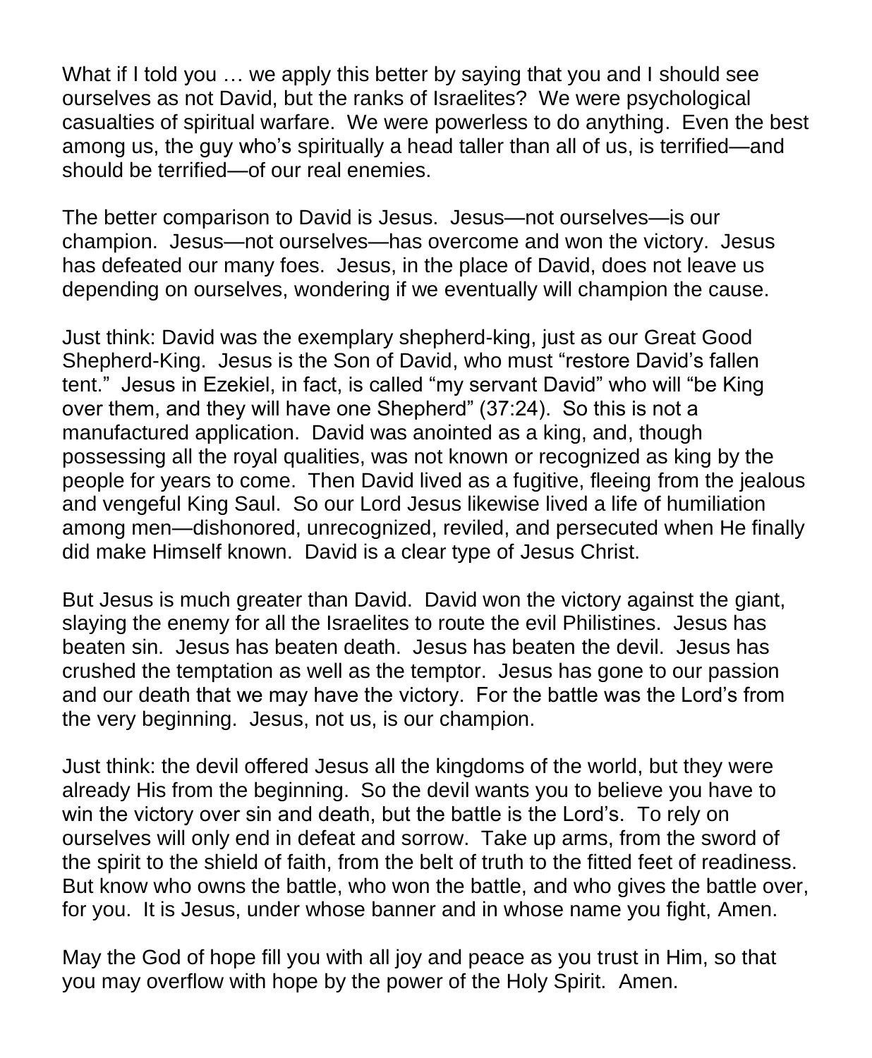What if I told you … we apply this better by saying that you and I should see ourselves as not David, but the ranks of Israelites? We were psychological casualties of spiritual warfare. We were powerless to do anything. Even the best among us, the guy who's spiritually a head taller than all of us, is terrified—and should be terrified—of our real enemies.

The better comparison to David is Jesus. Jesus—not ourselves—is our champion. Jesus—not ourselves—has overcome and won the victory. Jesus has defeated our many foes. Jesus, in the place of David, does not leave us depending on ourselves, wondering if we eventually will champion the cause.

Just think: David was the exemplary shepherd-king, just as our Great Good Shepherd-King. Jesus is the Son of David, who must "restore David's fallen tent." Jesus in Ezekiel, in fact, is called "my servant David" who will "be King over them, and they will have one Shepherd" (37:24). So this is not a manufactured application. David was anointed as a king, and, though possessing all the royal qualities, was not known or recognized as king by the people for years to come. Then David lived as a fugitive, fleeing from the jealous and vengeful King Saul. So our Lord Jesus likewise lived a life of humiliation among men—dishonored, unrecognized, reviled, and persecuted when He finally did make Himself known. David is a clear type of Jesus Christ.

But Jesus is much greater than David. David won the victory against the giant, slaying the enemy for all the Israelites to route the evil Philistines. Jesus has beaten sin. Jesus has beaten death. Jesus has beaten the devil. Jesus has crushed the temptation as well as the temptor. Jesus has gone to our passion and our death that we may have the victory. For the battle was the Lord's from the very beginning. Jesus, not us, is our champion.

Just think: the devil offered Jesus all the kingdoms of the world, but they were already His from the beginning. So the devil wants you to believe you have to win the victory over sin and death, but the battle is the Lord's. To rely on ourselves will only end in defeat and sorrow. Take up arms, from the sword of the spirit to the shield of faith, from the belt of truth to the fitted feet of readiness. But know who owns the battle, who won the battle, and who gives the battle over, for you. It is Jesus, under whose banner and in whose name you fight, Amen.

May the God of hope fill you with all joy and peace as you trust in Him, so that you may overflow with hope by the power of the Holy Spirit. Amen.